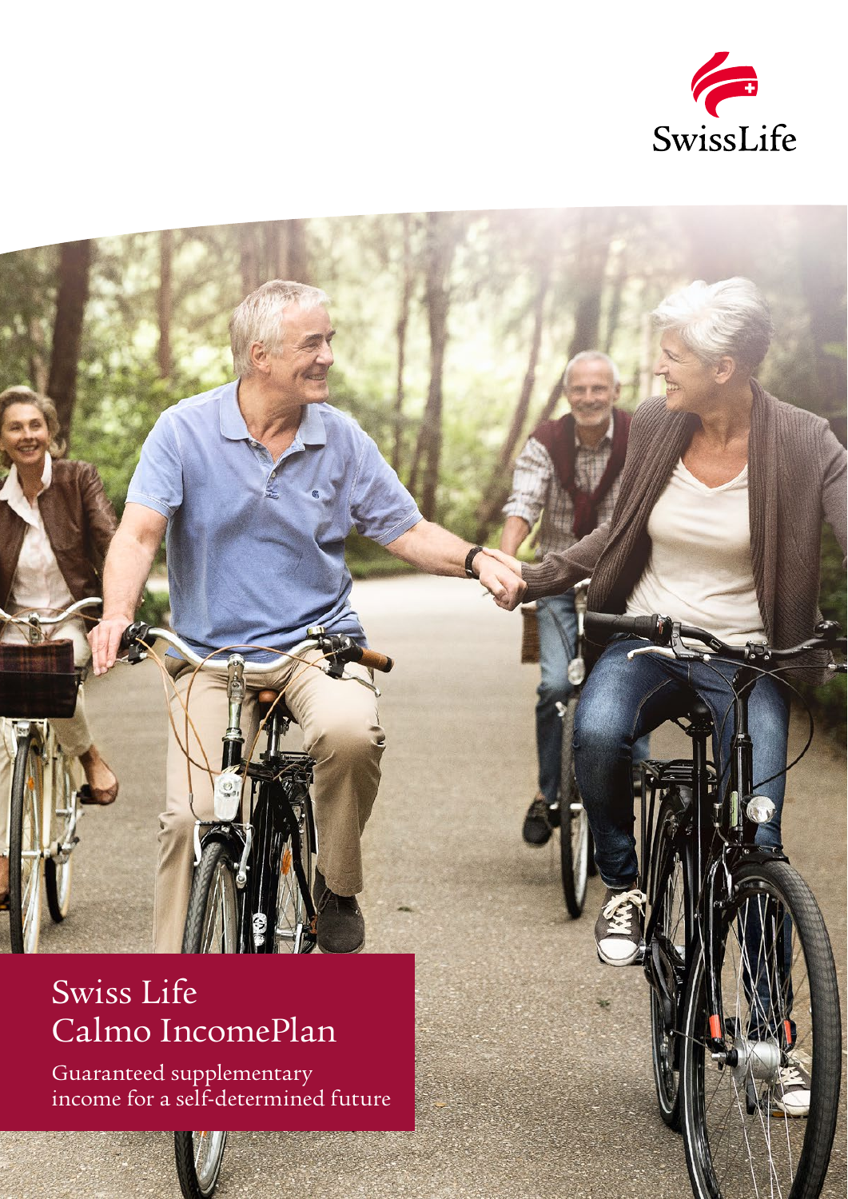SwissLife

# Swiss Life Calmo IncomePlan

Guaranteed supplementary income for a self-determined future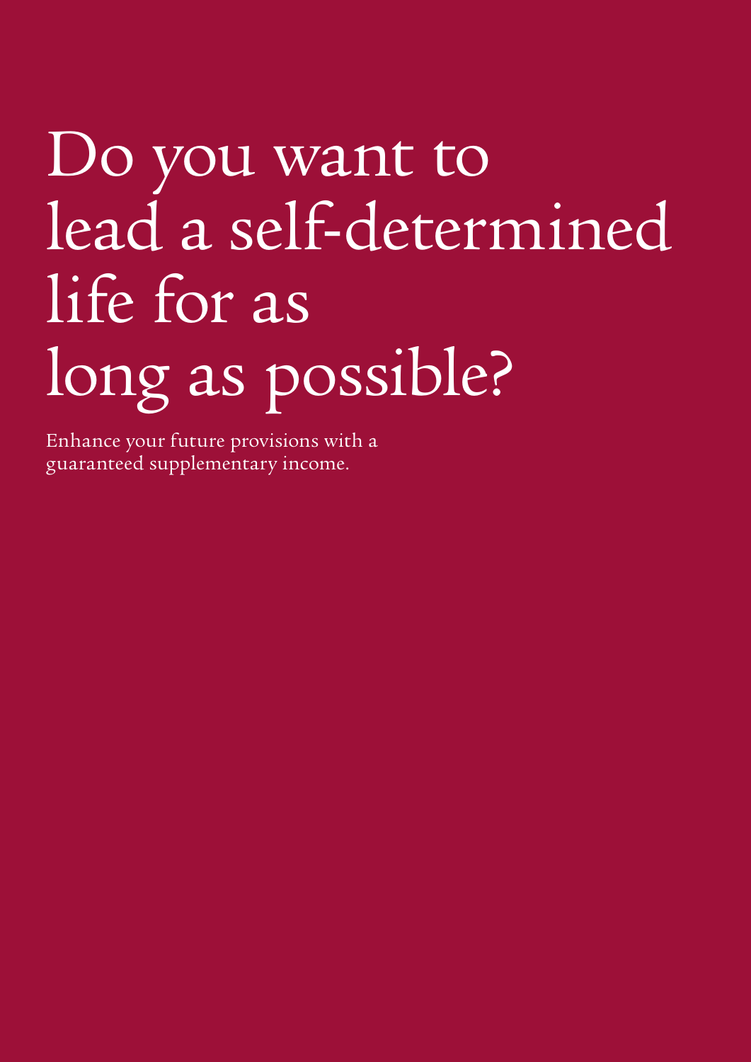# Do you want to lead a self-determined life for as long as possible?

Enhance your future provisions with a guaranteed supplementary income.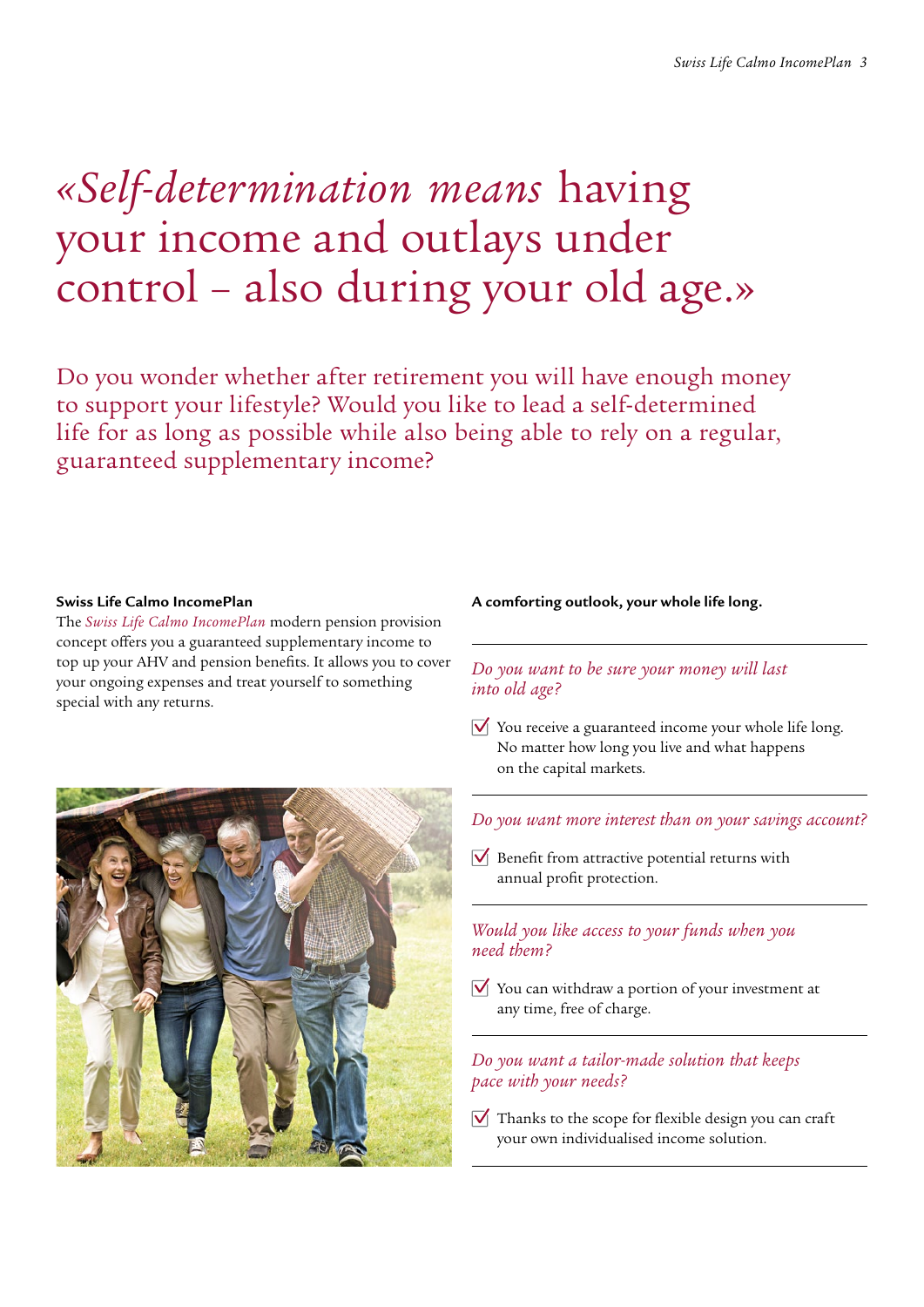# «*Self-determination means* having your income and outlays under control – also during your old age.»

Do you wonder whether after retirement you will have enough money to support your lifestyle? Would you like to lead a self-determined life for as long as possible while also being able to rely on a regular, guaranteed supplementary income?

**Swiss Life Calmo IncomePlan**

The *Swiss Life Calmo IncomePlan* modern pension provision concept offers you a guaranteed supplementary income to top up your AHV and pension benefits. It allows you to cover your ongoing expenses and treat yourself to something special with any returns.

**A comforting outlook, your whole life long.**

*Do you want to be sure your money will last into old age?*

- ☑ You receive a guaranteed income your whole life long. No matter how long you live and what happens on the capital markets.

*Do you want more interest than on your savings account?*

- ☑ Benefit from attractive potential returns with annual profit protection.

*Would you like access to your funds when you need them?*

- ☑ You can withdraw a portion of your investment at any time, free of charge.

*Do you want a tailor-made solution that keeps pace with your needs?*

- ☑ Thanks to the scope for flexible design you can craft your own individualised income solution.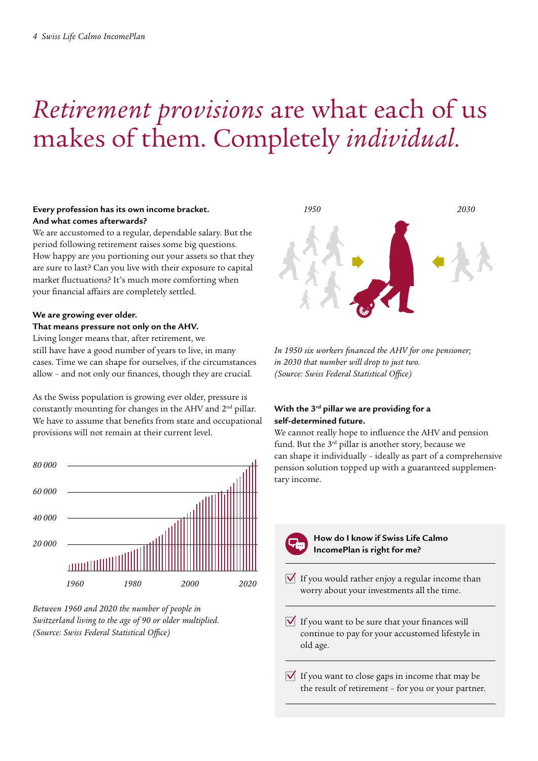# *Retirement provisions* are what each of us makes of them. Completely *individual.*

**Every profession has its own income bracket. And what comes afterwards?**

We are accustomed to a regular, dependable salary. But the period following retirement raises some big questions. How happy are you portioning out your assets so that they are sure to last? Can you live with their exposure to capital market fluctuations? It's much more comforting when your financial affairs are completely settled.

**We are growing ever older. That means pressure not only on the AHV.**

Living longer means that, after retirement, we still have have a good number of years to live, in many cases. Time we can shape for ourselves, if the circumstances allow – and not only our finances, though they are crucial.

As the Swiss population is growing ever older, pressure is constantly mounting for changes in the AHV and 2nd pillar. We have to assume that benefits from state and occupational provisions will not remain at their current level.

*Between 1960 and 2020 the number of people in Switzerland living to the age of 90 or older multiplied. (Source: Swiss Federal Statistical Office)*

*In 1950 six workers financed the AHV for one pensioner; in 2030 that number will drop to just two. (Source: Swiss Federal Statistical Office)*

**With the 3rd pillar we are providing for a self-determined future.**

We cannot really hope to influence the AHV and pension fund. But the 3rd pillar is another story, because we can shape it individually – ideally as part of a comprehensive pension solution topped up with a guaranteed supplementary income.

**How do I know if Swiss Life Calmo IncomePlan is right for me?**

- If you would rather enjoy a regular income than worry about your investments all the time.
- If you want to be sure that your finances will continue to pay for your accustomed lifestyle in old age.
- If you want to close gaps in income that may be the result of retirement – for you or your partner.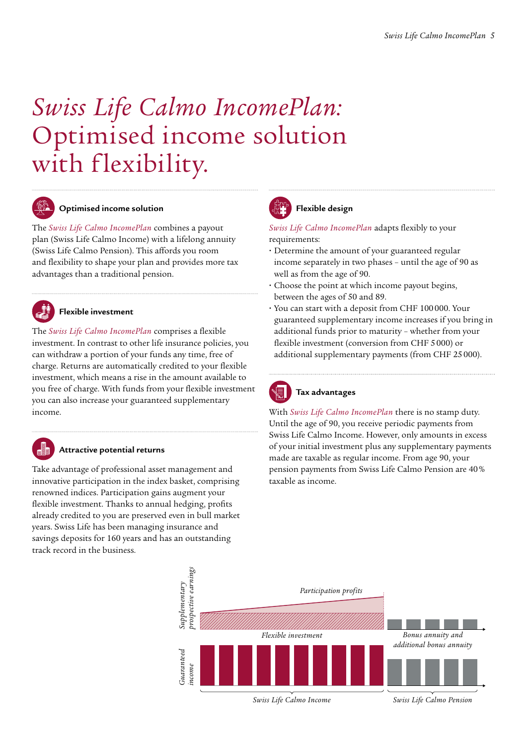# *Swiss Life Calmo IncomePlan:* Optimised income solution with flexibility.

### Optimised income solution

The *Swiss Life Calmo IncomePlan* combines a payout plan (Swiss Life Calmo Income) with a lifelong annuity (Swiss Life Calmo Pension). This affords you room and flexibility to shape your plan and provides more tax advantages than a traditional pension.

### Flexible investment

The *Swiss Life Calmo IncomePlan* comprises a flexible investment. In contrast to other life insurance policies, you can withdraw a portion of your funds any time, free of charge. Returns are automatically credited to your flexible investment, which means a rise in the amount available to you free of charge. With funds from your flexible investment you can also increase your guaranteed supplementary income.

### Attractive potential returns

Take advantage of professional asset management and innovative participation in the index basket, comprising renowned indices. Participation gains augment your flexible investment. Thanks to annual hedging, profits already credited to you are preserved even in bull market years. Swiss Life has been managing insurance and savings deposits for 160 years and has an outstanding track record in the business.

### Flexible design

*Swiss Life Calmo IncomePlan* adapts flexibly to your requirements:

- Determine the amount of your guaranteed regular income separately in two phases – until the age of 90 as well as from the age of 90.
- Choose the point at which income payout begins, between the ages of 50 and 89.
- You can start with a deposit from CHF 100 000. Your guaranteed supplementary income increases if you bring in additional funds prior to maturity – whether from your flexible investment (conversion from CHF 5 000) or additional supplementary payments (from CHF 25 000).

### Tax advantages

With *Swiss Life Calmo IncomePlan* there is no stamp duty. Until the age of 90, you receive periodic payments from Swiss Life Calmo Income. However, only amounts in excess of your initial investment plus any supplementary payments made are taxable as regular income. From age 90, your pension payments from Swiss Life Calmo Pension are 40 % taxable as income.

*Supplementary prospective earnings* — *Participation profits* — *Flexible investment* — *Bonus annuity and additional bonus annuity*

*Guaranteed income* — *Swiss Life Calmo Income* — *Swiss Life Calmo Pension*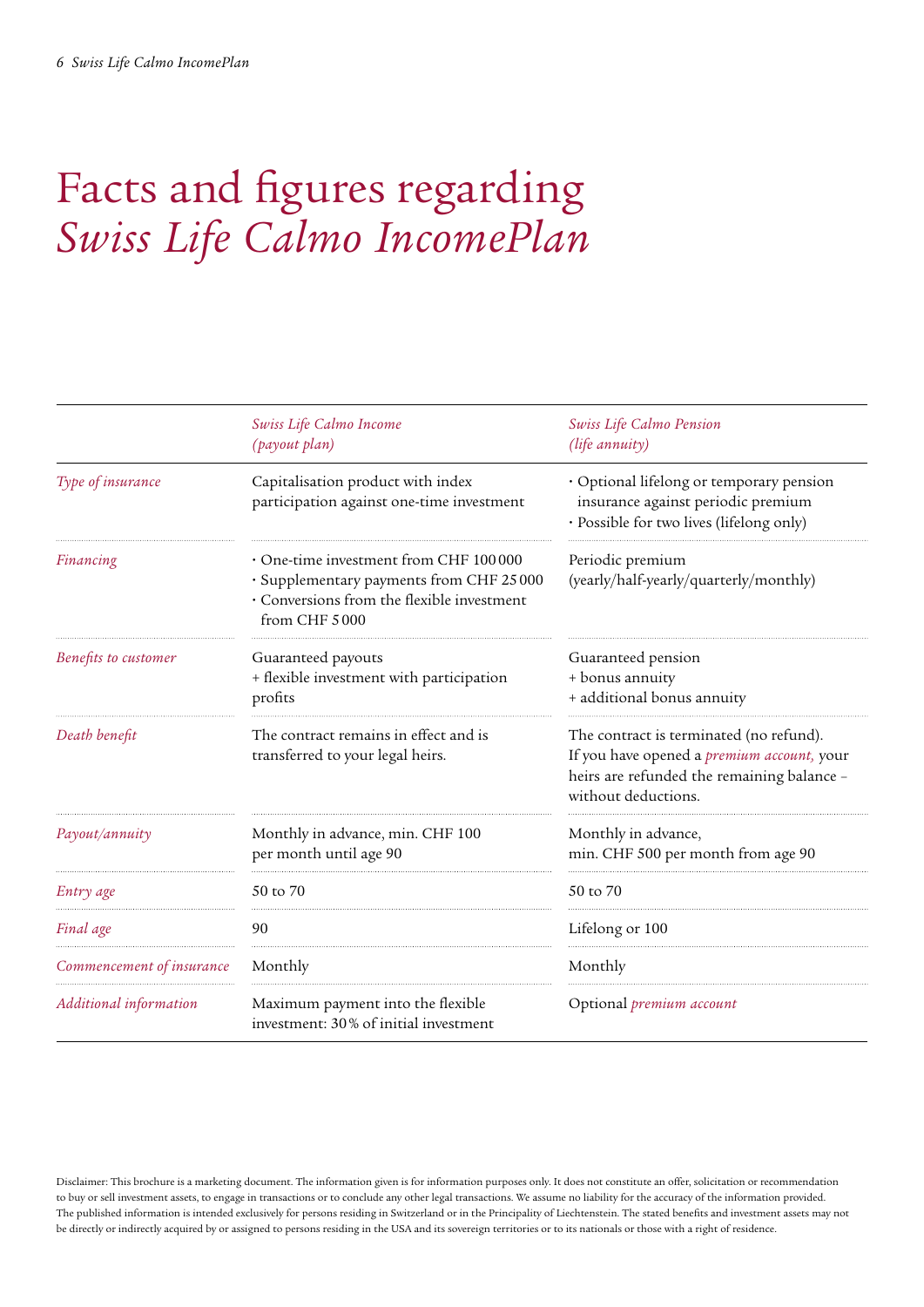# Facts and figures regarding *Swiss Life Calmo IncomePlan*

| | *Swiss Life Calmo Income (payout plan)* | *Swiss Life Calmo Pension (life annuity)* |
|---|---|---|
| *Type of insurance* | Capitalisation product with index participation against one-time investment | · Optional lifelong or temporary pension insurance against periodic premium<br>· Possible for two lives (lifelong only) |
| *Financing* | · One-time investment from CHF 100 000<br>· Supplementary payments from CHF 25 000<br>· Conversions from the flexible investment from CHF 5 000 | Periodic premium (yearly/half-yearly/quarterly/monthly) |
| *Benefits to customer* | Guaranteed payouts<br>+ flexible investment with participation profits | Guaranteed pension<br>+ bonus annuity<br>+ additional bonus annuity |
| *Death benefit* | The contract remains in effect and is transferred to your legal heirs. | The contract is terminated (no refund). If you have opened a *premium account,* your heirs are refunded the remaining balance – without deductions. |
| *Payout/annuity* | Monthly in advance, min. CHF 100 per month until age 90 | Monthly in advance, min. CHF 500 per month from age 90 |
| *Entry age* | 50 to 70 | 50 to 70 |
| *Final age* | 90 | Lifelong or 100 |
| *Commencement of insurance* | Monthly | Monthly |
| *Additional information* | Maximum payment into the flexible investment: 30 % of initial investment | Optional *premium account* |

Disclaimer: This brochure is a marketing document. The information given is for information purposes only. It does not constitute an offer, solicitation or recommendation to buy or sell investment assets, to engage in transactions or to conclude any other legal transactions. We assume no liability for the accuracy of the information provided. The published information is intended exclusively for persons residing in Switzerland or in the Principality of Liechtenstein. The stated benefits and investment assets may not be directly or indirectly acquired by or assigned to persons residing in the USA and its sovereign territories or to its nationals or those with a right of residence.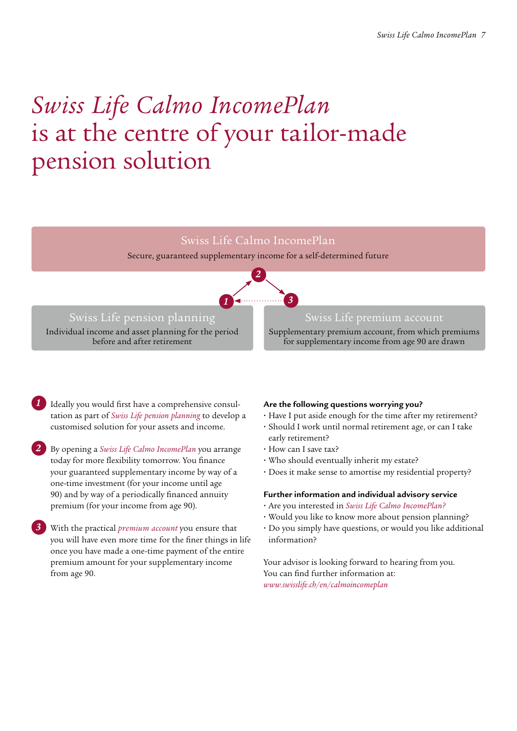# *Swiss Life Calmo IncomePlan* is at the centre of your tailor-made pension solution

**Swiss Life Calmo IncomePlan**
Secure, guaranteed supplementary income for a self-determined future

**1 Swiss Life pension planning**
Individual income and asset planning for the period before and after retirement

**3 Swiss Life premium account**
Supplementary premium account, from which premiums for supplementary income from age 90 are drawn

**1** Ideally you would first have a comprehensive consultation as part of *Swiss Life pension planning* to develop a customised solution for your assets and income.

**2** By opening a *Swiss Life Calmo IncomePlan* you arrange today for more flexibility tomorrow. You finance your guaranteed supplementary income by way of a one-time investment (for your income until age 90) and by way of a periodically financed annuity premium (for your income from age 90).

**3** With the practical *premium account* you ensure that you will have even more time for the finer things in life once you have made a one-time payment of the entire premium amount for your supplementary income from age 90.

**Are the following questions worrying you?**

- Have I put aside enough for the time after my retirement?
- Should I work until normal retirement age, or can I take early retirement?
- How can I save tax?
- Who should eventually inherit my estate?
- Does it make sense to amortise my residential property?

**Further information and individual advisory service**

- Are you interested in *Swiss Life Calmo IncomePlan?*
- Would you like to know more about pension planning?
- Do you simply have questions, or would you like additional information?

Your advisor is looking forward to hearing from you.
You can find further information at:
*www.swisslife.ch/en/calmoincomeplan*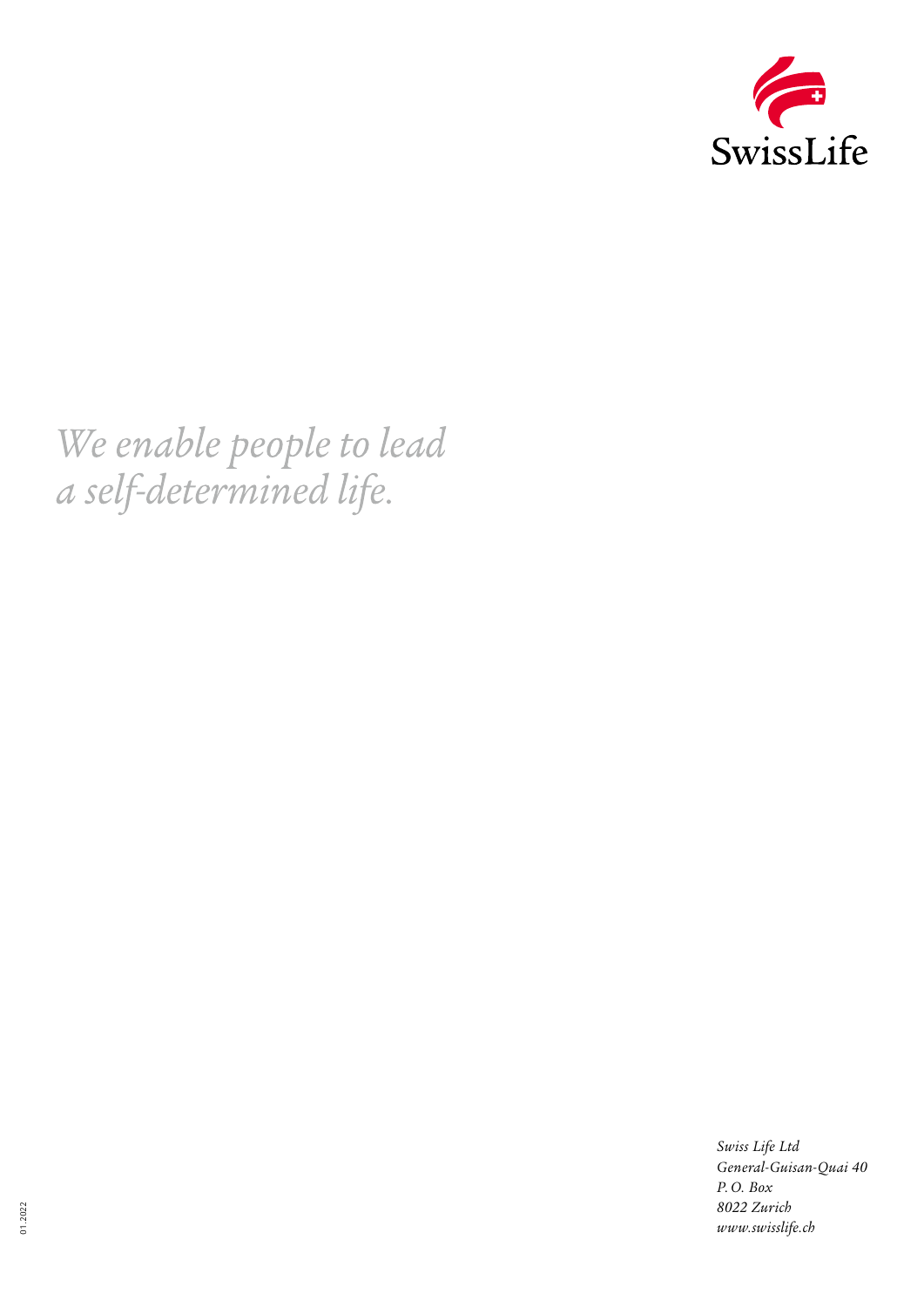SwissLife

*We enable people to lead a self-determined life.*

*Swiss Life Ltd*
*General-Guisan-Quai 40*
*P. O. Box*
*8022 Zurich*
*www.swisslife.ch*

01.2022